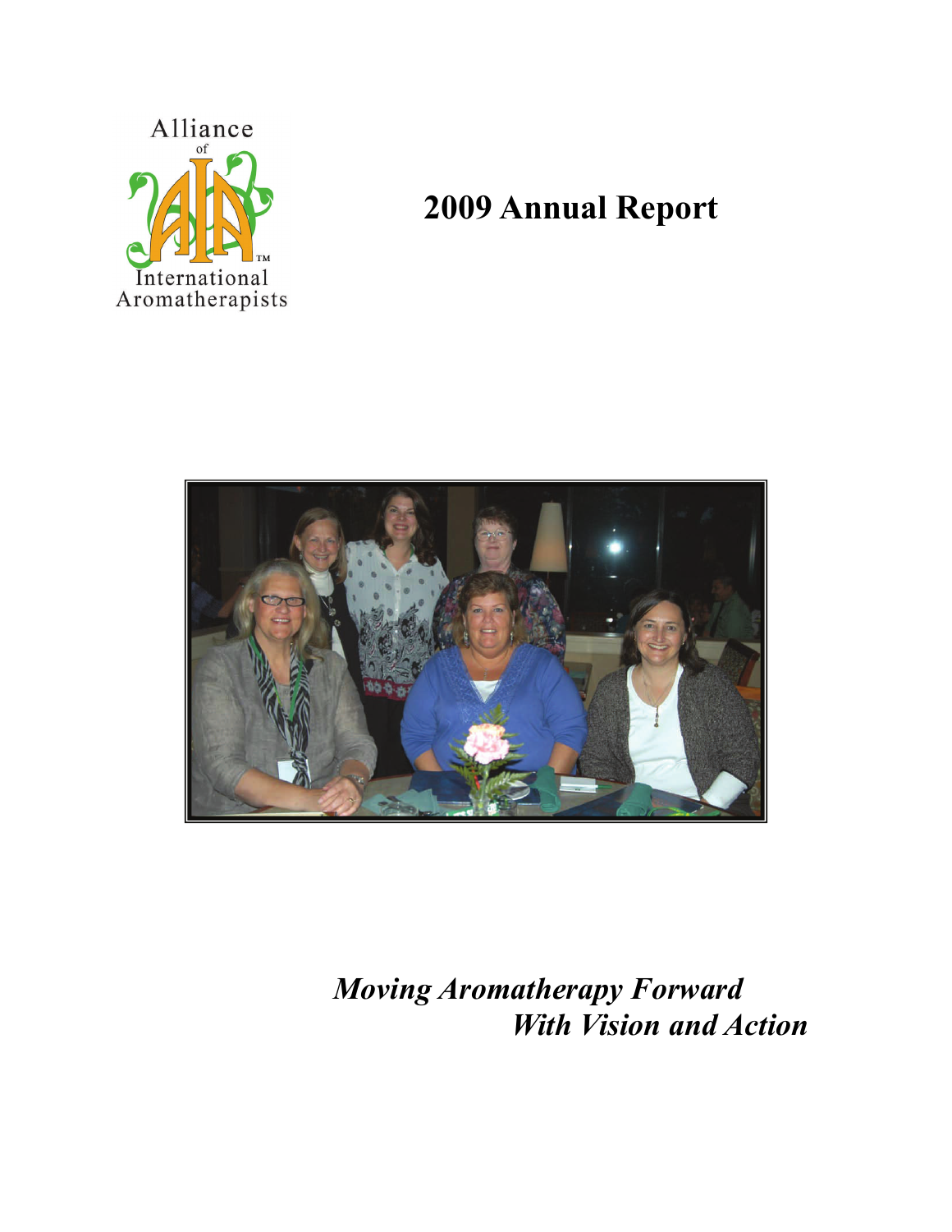Alliance of International Aromatherapists

# 2009 Annual Report

*Moving Aromatherapy Forward*
*With Vision and Action*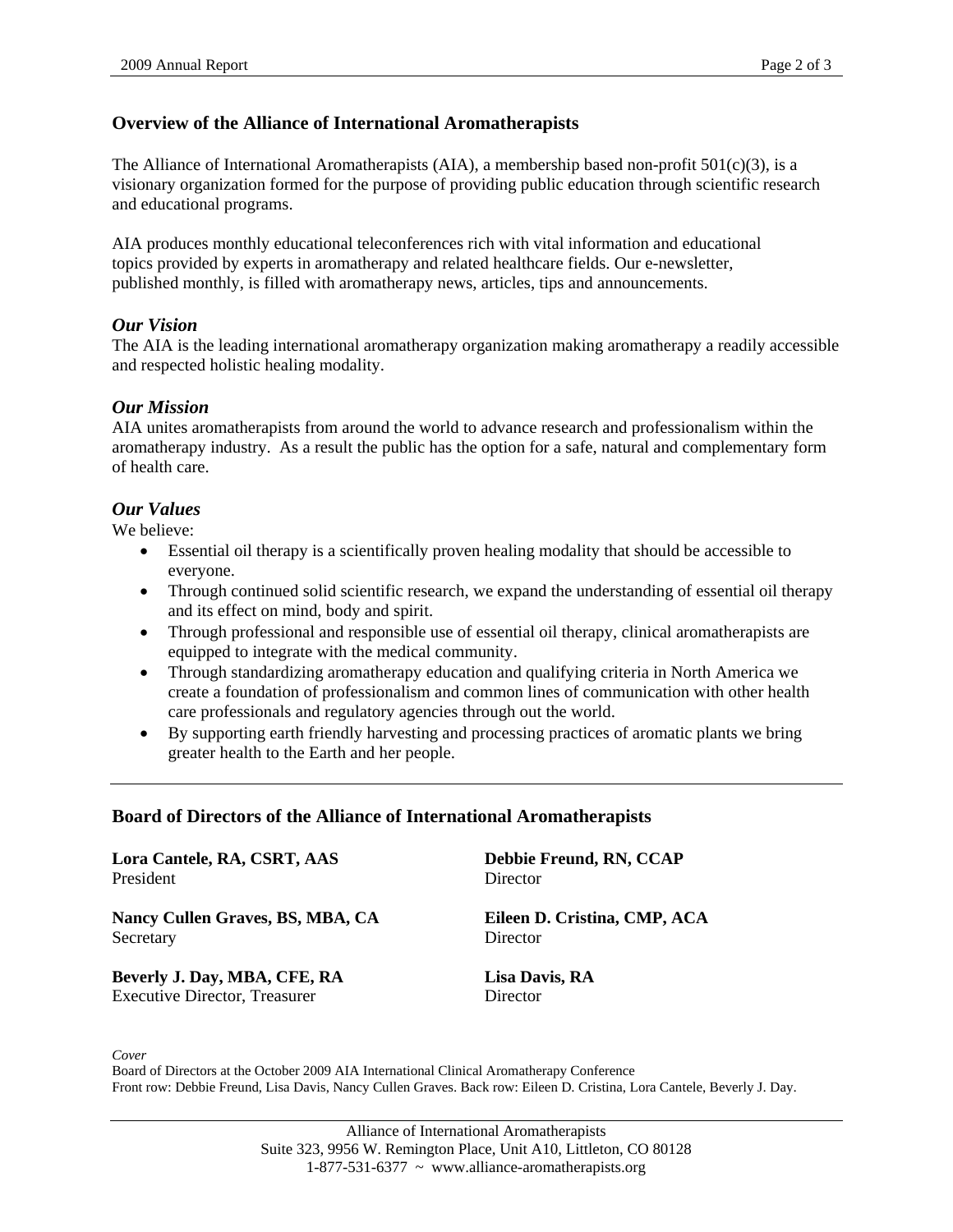## Overview of the Alliance of International Aromatherapists

The Alliance of International Aromatherapists (AIA), a membership based non-profit 501(c)(3), is a visionary organization formed for the purpose of providing public education through scientific research and educational programs.

AIA produces monthly educational teleconferences rich with vital information and educational topics provided by experts in aromatherapy and related healthcare fields. Our e-newsletter, published monthly, is filled with aromatherapy news, articles, tips and announcements.

### *Our Vision*

The AIA is the leading international aromatherapy organization making aromatherapy a readily accessible and respected holistic healing modality.

### *Our Mission*

AIA unites aromatherapists from around the world to advance research and professionalism within the aromatherapy industry. As a result the public has the option for a safe, natural and complementary form of health care.

### *Our Values*

We believe:

- Essential oil therapy is a scientifically proven healing modality that should be accessible to everyone.
- Through continued solid scientific research, we expand the understanding of essential oil therapy and its effect on mind, body and spirit.
- Through professional and responsible use of essential oil therapy, clinical aromatherapists are equipped to integrate with the medical community.
- Through standardizing aromatherapy education and qualifying criteria in North America we create a foundation of professionalism and common lines of communication with other health care professionals and regulatory agencies through out the world.
- By supporting earth friendly harvesting and processing practices of aromatic plants we bring greater health to the Earth and her people.

---

## Board of Directors of the Alliance of International Aromatherapists

**Lora Cantele, RA, CSRT, AAS**
President

**Nancy Cullen Graves, BS, MBA, CA**
Secretary

**Beverly J. Day, MBA, CFE, RA**
Executive Director, Treasurer

**Debbie Freund, RN, CCAP**
Director

**Eileen D. Cristina, CMP, ACA**
Director

**Lisa Davis, RA**
Director

*Cover*
Board of Directors at the October 2009 AIA International Clinical Aromatherapy Conference
Front row: Debbie Freund, Lisa Davis, Nancy Cullen Graves. Back row: Eileen D. Cristina, Lora Cantele, Beverly J. Day.

---

Alliance of International Aromatherapists
Suite 323, 9956 W. Remington Place, Unit A10, Littleton, CO 80128
1-877-531-6377 ~ www.alliance-aromatherapists.org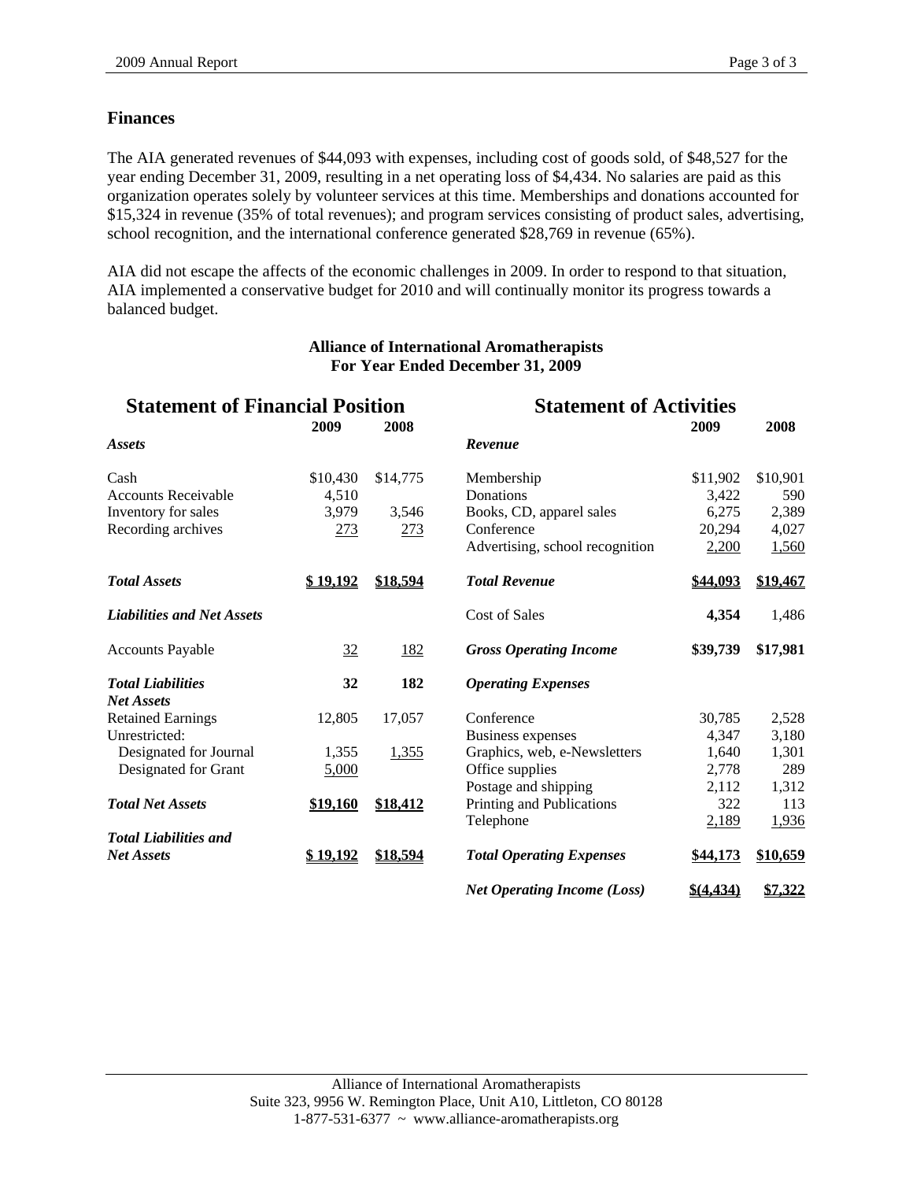## Finances

The AIA generated revenues of $44,093 with expenses, including cost of goods sold, of $48,527 for the year ending December 31, 2009, resulting in a net operating loss of $4,434. No salaries are paid as this organization operates solely by volunteer services at this time. Memberships and donations accounted for $15,324 in revenue (35% of total revenues); and program services consisting of product sales, advertising, school recognition, and the international conference generated $28,769 in revenue (65%).

AIA did not escape the affects of the economic challenges in 2009. In order to respond to that situation, AIA implemented a conservative budget for 2010 and will continually monitor its progress towards a balanced budget.

**Alliance of International Aromatherapists**
**For Year Ended December 31, 2009**

### Statement of Financial Position

| | 2009 | 2008 |
|---|---|---|
| ***Assets*** | | |
| Cash | $10,430 | $14,775 |
| Accounts Receivable | 4,510 | |
| Inventory for sales | 3,979 | 3,546 |
| Recording archives | 273 | 273 |
| ***Total Assets*** | **$ 19,192** | **$18,594** |
| ***Liabilities and Net Assets*** | | |
| Accounts Payable | 32 | 182 |
| ***Total Liabilities*** | **32** | **182** |
| ***Net Assets*** | | |
| Retained Earnings | 12,805 | 17,057 |
| Unrestricted: | | |
| Designated for Journal | 1,355 | 1,355 |
| Designated for Grant | 5,000 | |
| ***Total Net Assets*** | **$19,160** | **$18,412** |
| ***Total Liabilities and Net Assets*** | **$ 19,192** | **$18,594** |

### Statement of Activities

| | 2009 | 2008 |
|---|---|---|
| ***Revenue*** | | |
| Membership | $11,902 | $10,901 |
| Donations | 3,422 | 590 |
| Books, CD, apparel sales | 6,275 | 2,389 |
| Conference | 20,294 | 4,027 |
| Advertising, school recognition | 2,200 | 1,560 |
| ***Total Revenue*** | **$44,093** | **$19,467** |
| Cost of Sales | **4,354** | 1,486 |
| ***Gross Operating Income*** | **$39,739** | **$17,981** |
| ***Operating Expenses*** | | |
| Conference | 30,785 | 2,528 |
| Business expenses | 4,347 | 3,180 |
| Graphics, web, e-Newsletters | 1,640 | 1,301 |
| Office supplies | 2,778 | 289 |
| Postage and shipping | 2,112 | 1,312 |
| Printing and Publications | 322 | 113 |
| Telephone | 2,189 | 1,936 |
| ***Total Operating Expenses*** | **$44,173** | **$10,659** |
| ***Net Operating Income (Loss)*** | **$(4,434)** | **$7,322** |

Alliance of International Aromatherapists
Suite 323, 9956 W. Remington Place, Unit A10, Littleton, CO 80128
1-877-531-6377 ~ www.alliance-aromatherapists.org